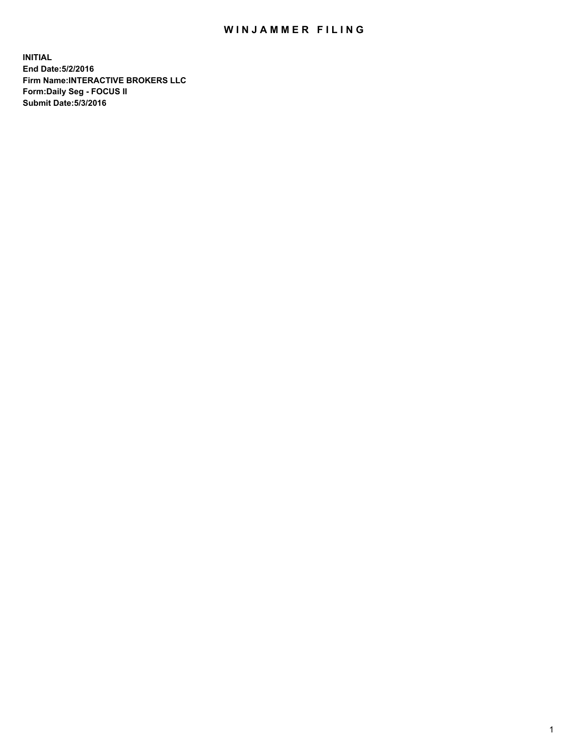# WINJAMMER FILING

**INITIAL**
**End Date:5/2/2016**
**Firm Name:INTERACTIVE BROKERS LLC**
**Form:Daily Seg - FOCUS II**
**Submit Date:5/3/2016**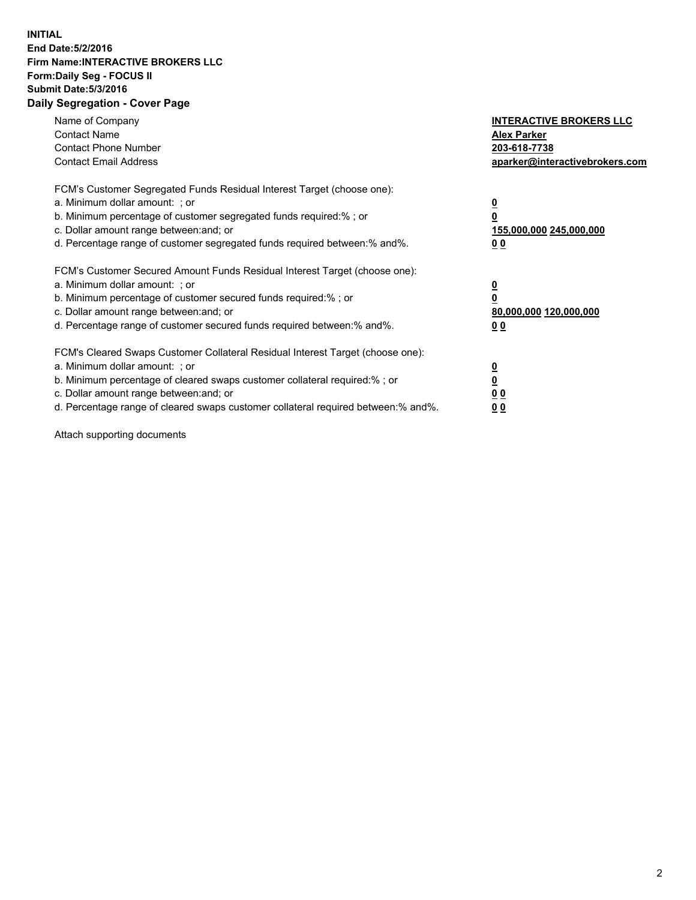**INITIAL**
**End Date:5/2/2016**
**Firm Name:INTERACTIVE BROKERS LLC**
**Form:Daily Seg - FOCUS II**
**Submit Date:5/3/2016**
**Daily Segregation - Cover Page**

| | |
|---|---|
| Name of Company | **INTERACTIVE BROKERS LLC** |
| Contact Name | **Alex Parker** |
| Contact Phone Number | **203-618-7738** |
| Contact Email Address | **aparker@interactivebrokers.com** |
| | |
| FCM's Customer Segregated Funds Residual Interest Target (choose one): | |
| a. Minimum dollar amount: ; or | **0** |
| b. Minimum percentage of customer segregated funds required:% ; or | **0** |
| c. Dollar amount range between:and; or | **155,000,000 245,000,000** |
| d. Percentage range of customer segregated funds required between:% and%. | **0 0** |
| | |
| FCM's Customer Secured Amount Funds Residual Interest Target (choose one): | |
| a. Minimum dollar amount: ; or | **0** |
| b. Minimum percentage of customer secured funds required:% ; or | **0** |
| c. Dollar amount range between:and; or | **80,000,000 120,000,000** |
| d. Percentage range of customer secured funds required between:% and%. | **0 0** |
| | |
| FCM's Cleared Swaps Customer Collateral Residual Interest Target (choose one): | |
| a. Minimum dollar amount: ; or | **0** |
| b. Minimum percentage of cleared swaps customer collateral required:% ; or | **0** |
| c. Dollar amount range between:and; or | **0 0** |
| d. Percentage range of cleared swaps customer collateral required between:% and%. | **0 0** |

Attach supporting documents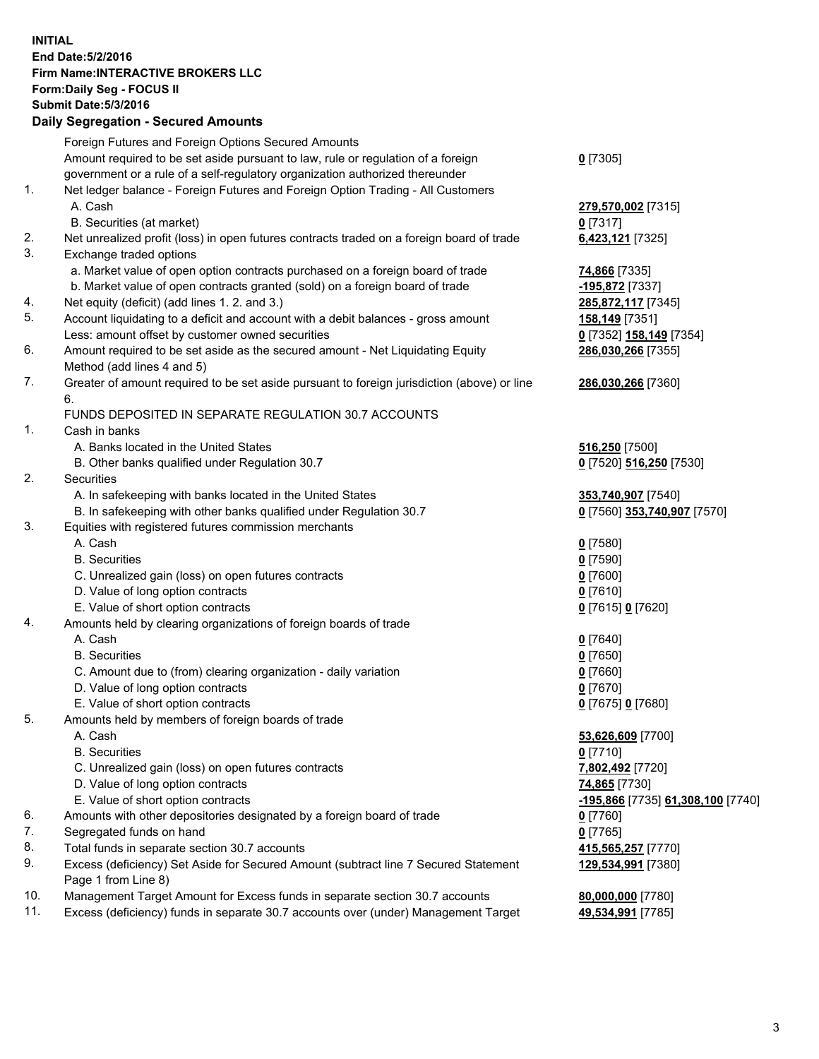**INITIAL**
**End Date:5/2/2016**
**Firm Name:INTERACTIVE BROKERS LLC**
**Form:Daily Seg - FOCUS II**
**Submit Date:5/3/2016**

## Daily Segregation - Secured Amounts

| | | |
|---|---|---|
| | Foreign Futures and Foreign Options Secured Amounts | |
| | Amount required to be set aside pursuant to law, rule or regulation of a foreign government or a rule of a self-regulatory organization authorized thereunder | **0** [7305] |
| 1. | Net ledger balance - Foreign Futures and Foreign Option Trading - All Customers | |
| | A. Cash | **279,570,002** [7315] |
| | B. Securities (at market) | **0** [7317] |
| 2. | Net unrealized profit (loss) in open futures contracts traded on a foreign board of trade | **6,423,121** [7325] |
| 3. | Exchange traded options | |
| | a. Market value of open option contracts purchased on a foreign board of trade | **74,866** [7335] |
| | b. Market value of open contracts granted (sold) on a foreign board of trade | **-195,872** [7337] |
| 4. | Net equity (deficit) (add lines 1. 2. and 3.) | **285,872,117** [7345] |
| 5. | Account liquidating to a deficit and account with a debit balances - gross amount | **158,149** [7351] |
| | Less: amount offset by customer owned securities | **0** [7352] **158,149** [7354] |
| 6. | Amount required to be set aside as the secured amount - Net Liquidating Equity Method (add lines 4 and 5) | **286,030,266** [7355] |
| 7. | Greater of amount required to be set aside pursuant to foreign jurisdiction (above) or line 6. | **286,030,266** [7360] |
| | FUNDS DEPOSITED IN SEPARATE REGULATION 30.7 ACCOUNTS | |
| 1. | Cash in banks | |
| | A. Banks located in the United States | **516,250** [7500] |
| | B. Other banks qualified under Regulation 30.7 | **0** [7520] **516,250** [7530] |
| 2. | Securities | |
| | A. In safekeeping with banks located in the United States | **353,740,907** [7540] |
| | B. In safekeeping with other banks qualified under Regulation 30.7 | **0** [7560] **353,740,907** [7570] |
| 3. | Equities with registered futures commission merchants | |
| | A. Cash | **0** [7580] |
| | B. Securities | **0** [7590] |
| | C. Unrealized gain (loss) on open futures contracts | **0** [7600] |
| | D. Value of long option contracts | **0** [7610] |
| | E. Value of short option contracts | **0** [7615] **0** [7620] |
| 4. | Amounts held by clearing organizations of foreign boards of trade | |
| | A. Cash | **0** [7640] |
| | B. Securities | **0** [7650] |
| | C. Amount due to (from) clearing organization - daily variation | **0** [7660] |
| | D. Value of long option contracts | **0** [7670] |
| | E. Value of short option contracts | **0** [7675] **0** [7680] |
| 5. | Amounts held by members of foreign boards of trade | |
| | A. Cash | **53,626,609** [7700] |
| | B. Securities | **0** [7710] |
| | C. Unrealized gain (loss) on open futures contracts | **7,802,492** [7720] |
| | D. Value of long option contracts | **74,865** [7730] |
| | E. Value of short option contracts | **-195,866** [7735] **61,308,100** [7740] |
| 6. | Amounts with other depositories designated by a foreign board of trade | **0** [7760] |
| 7. | Segregated funds on hand | **0** [7765] |
| 8. | Total funds in separate section 30.7 accounts | **415,565,257** [7770] |
| 9. | Excess (deficiency) Set Aside for Secured Amount (subtract line 7 Secured Statement Page 1 from Line 8) | **129,534,991** [7380] |
| 10. | Management Target Amount for Excess funds in separate section 30.7 accounts | **80,000,000** [7780] |
| 11. | Excess (deficiency) funds in separate 30.7 accounts over (under) Management Target | **49,534,991** [7785] |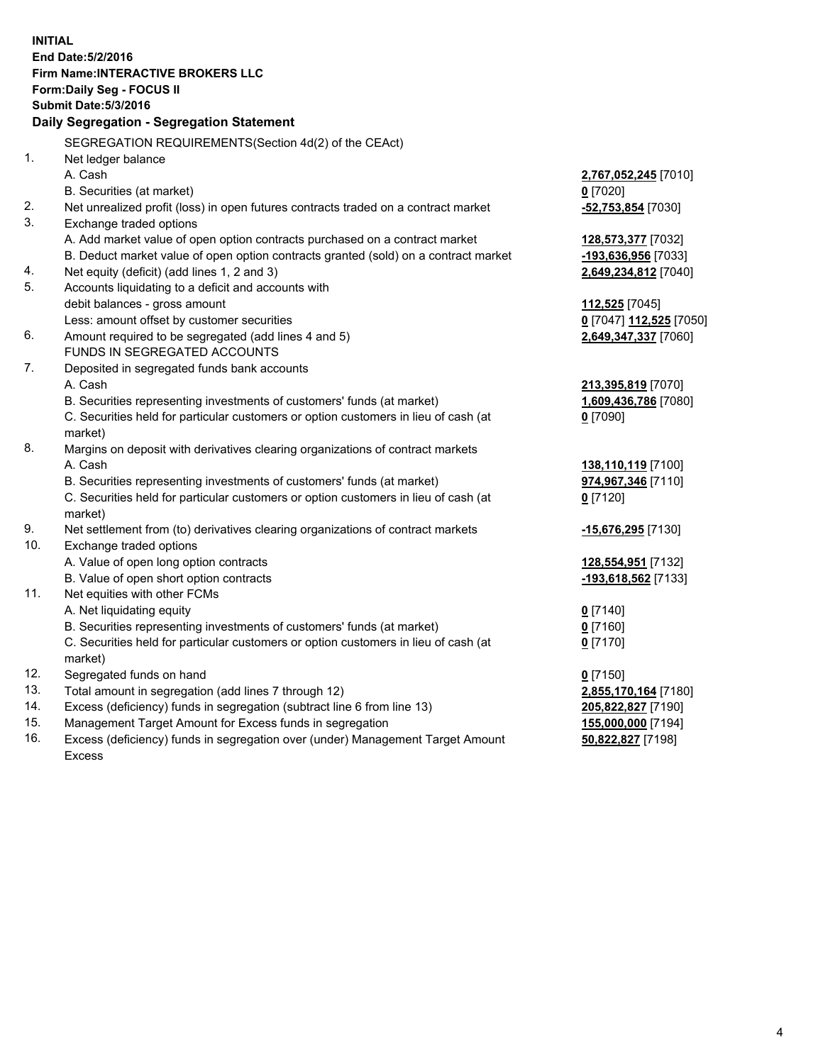**INITIAL**
**End Date:5/2/2016**
**Firm Name:INTERACTIVE BROKERS LLC**
**Form:Daily Seg - FOCUS II**
**Submit Date:5/3/2016**

**Daily Segregation - Segregation Statement**

| | | |
|---|---|---|
| | SEGREGATION REQUIREMENTS(Section 4d(2) of the CEAct) | |
| 1. | Net ledger balance | |
| | A. Cash | **2,767,052,245** [7010] |
| | B. Securities (at market) | **0** [7020] |
| 2. | Net unrealized profit (loss) in open futures contracts traded on a contract market | **-52,753,854** [7030] |
| 3. | Exchange traded options | |
| | A. Add market value of open option contracts purchased on a contract market | **128,573,377** [7032] |
| | B. Deduct market value of open option contracts granted (sold) on a contract market | **-193,636,956** [7033] |
| 4. | Net equity (deficit) (add lines 1, 2 and 3) | **2,649,234,812** [7040] |
| 5. | Accounts liquidating to a deficit and accounts with | |
| | debit balances - gross amount | **112,525** [7045] |
| | Less: amount offset by customer securities | **0** [7047] **112,525** [7050] |
| 6. | Amount required to be segregated (add lines 4 and 5) | **2,649,347,337** [7060] |
| | FUNDS IN SEGREGATED ACCOUNTS | |
| 7. | Deposited in segregated funds bank accounts | |
| | A. Cash | **213,395,819** [7070] |
| | B. Securities representing investments of customers' funds (at market) | **1,609,436,786** [7080] |
| | C. Securities held for particular customers or option customers in lieu of cash (at market) | **0** [7090] |
| 8. | Margins on deposit with derivatives clearing organizations of contract markets | |
| | A. Cash | **138,110,119** [7100] |
| | B. Securities representing investments of customers' funds (at market) | **974,967,346** [7110] |
| | C. Securities held for particular customers or option customers in lieu of cash (at market) | **0** [7120] |
| 9. | Net settlement from (to) derivatives clearing organizations of contract markets | **-15,676,295** [7130] |
| 10. | Exchange traded options | |
| | A. Value of open long option contracts | **128,554,951** [7132] |
| | B. Value of open short option contracts | **-193,618,562** [7133] |
| 11. | Net equities with other FCMs | |
| | A. Net liquidating equity | **0** [7140] |
| | B. Securities representing investments of customers' funds (at market) | **0** [7160] |
| | C. Securities held for particular customers or option customers in lieu of cash (at market) | **0** [7170] |
| 12. | Segregated funds on hand | **0** [7150] |
| 13. | Total amount in segregation (add lines 7 through 12) | **2,855,170,164** [7180] |
| 14. | Excess (deficiency) funds in segregation (subtract line 6 from line 13) | **205,822,827** [7190] |
| 15. | Management Target Amount for Excess funds in segregation | **155,000,000** [7194] |
| 16. | Excess (deficiency) funds in segregation over (under) Management Target Amount Excess | **50,822,827** [7198] |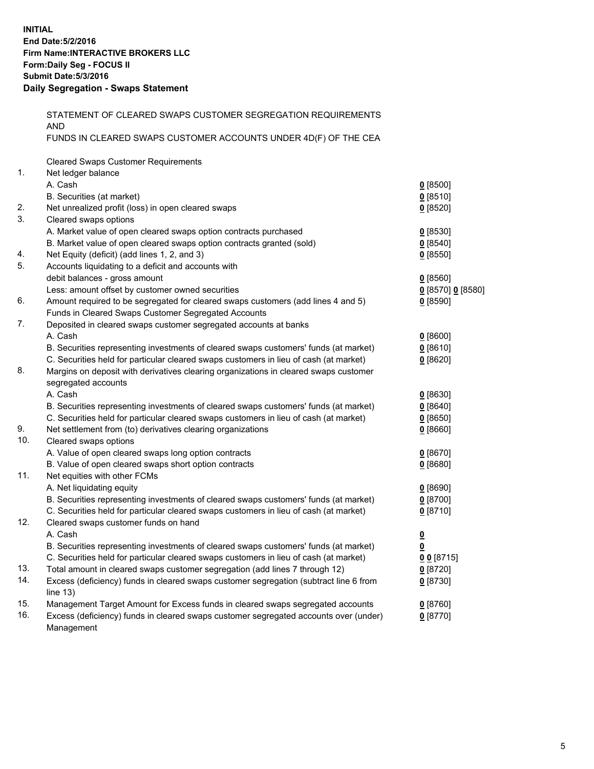**INITIAL**
**End Date:5/2/2016**
**Firm Name:INTERACTIVE BROKERS LLC**
**Form:Daily Seg - FOCUS II**
**Submit Date:5/3/2016**
**Daily Segregation - Swaps Statement**

STATEMENT OF CLEARED SWAPS CUSTOMER SEGREGATION REQUIREMENTS AND FUNDS IN CLEARED SWAPS CUSTOMER ACCOUNTS UNDER 4D(F) OF THE CEA

| | | |
|---|---|---|
| | Cleared Swaps Customer Requirements | |
| 1. | Net ledger balance | |
| | A. Cash | 0 [8500] |
| | B. Securities (at market) | 0 [8510] |
| 2. | Net unrealized profit (loss) in open cleared swaps | 0 [8520] |
| 3. | Cleared swaps options | |
| | A. Market value of open cleared swaps option contracts purchased | 0 [8530] |
| | B. Market value of open cleared swaps option contracts granted (sold) | 0 [8540] |
| 4. | Net Equity (deficit) (add lines 1, 2, and 3) | 0 [8550] |
| 5. | Accounts liquidating to a deficit and accounts with debit balances - gross amount | 0 [8560] |
| | Less: amount offset by customer owned securities | 0 [8570] 0 [8580] |
| 6. | Amount required to be segregated for cleared swaps customers (add lines 4 and 5) | 0 [8590] |
| | Funds in Cleared Swaps Customer Segregated Accounts | |
| 7. | Deposited in cleared swaps customer segregated accounts at banks | |
| | A. Cash | 0 [8600] |
| | B. Securities representing investments of cleared swaps customers' funds (at market) | 0 [8610] |
| | C. Securities held for particular cleared swaps customers in lieu of cash (at market) | 0 [8620] |
| 8. | Margins on deposit with derivatives clearing organizations in cleared swaps customer segregated accounts | |
| | A. Cash | 0 [8630] |
| | B. Securities representing investments of cleared swaps customers' funds (at market) | 0 [8640] |
| | C. Securities held for particular cleared swaps customers in lieu of cash (at market) | 0 [8650] |
| 9. | Net settlement from (to) derivatives clearing organizations | 0 [8660] |
| 10. | Cleared swaps options | |
| | A. Value of open cleared swaps long option contracts | 0 [8670] |
| | B. Value of open cleared swaps short option contracts | 0 [8680] |
| 11. | Net equities with other FCMs | |
| | A. Net liquidating equity | 0 [8690] |
| | B. Securities representing investments of cleared swaps customers' funds (at market) | 0 [8700] |
| | C. Securities held for particular cleared swaps customers in lieu of cash (at market) | 0 [8710] |
| 12. | Cleared swaps customer funds on hand | |
| | A. Cash | 0 |
| | B. Securities representing investments of cleared swaps customers' funds (at market) | 0 |
| | C. Securities held for particular cleared swaps customers in lieu of cash (at market) | 0 0 [8715] |
| 13. | Total amount in cleared swaps customer segregation (add lines 7 through 12) | 0 [8720] |
| 14. | Excess (deficiency) funds in cleared swaps customer segregation (subtract line 6 from line 13) | 0 [8730] |
| 15. | Management Target Amount for Excess funds in cleared swaps segregated accounts | 0 [8760] |
| 16. | Excess (deficiency) funds in cleared swaps customer segregated accounts over (under) Management | 0 [8770] |